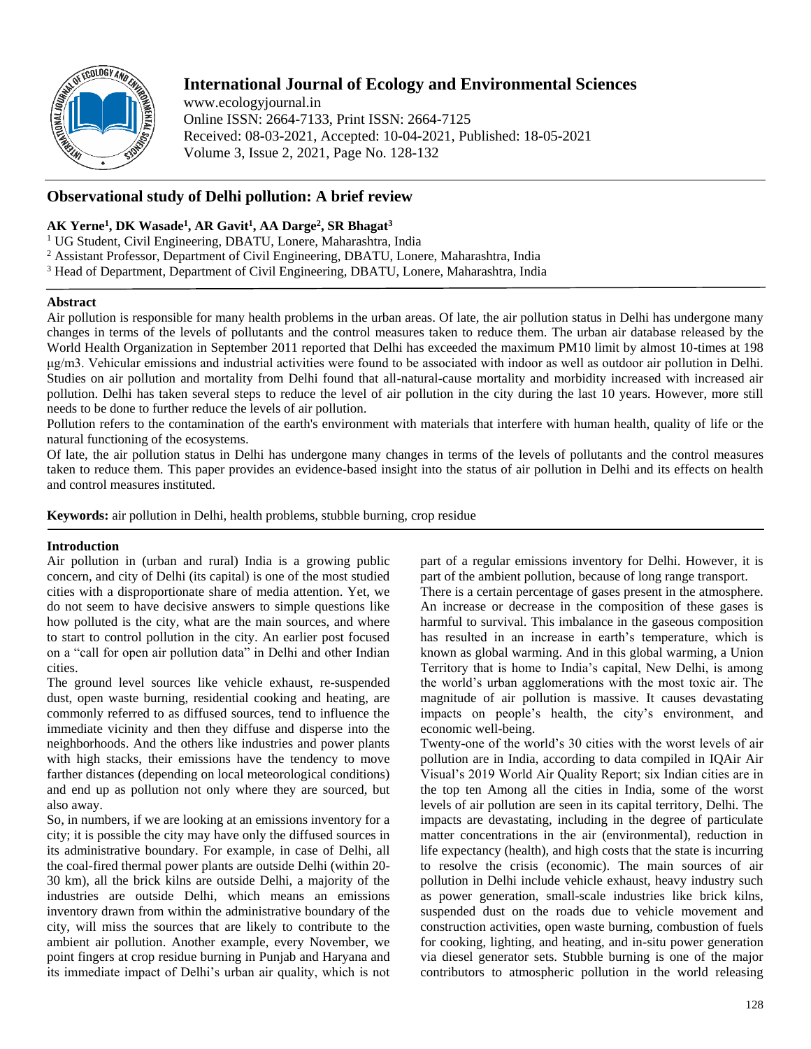# International Journal of Ecology and Environmental Sciences

www.ecologyjournal.in
Online ISSN: 2664-7133, Print ISSN: 2664-7125
Received: 08-03-2021, Accepted: 10-04-2021, Published: 18-05-2021
Volume 3, Issue 2, 2021, Page No. 128-132

## Observational study of Delhi pollution: A brief review

**AK Yerne[1], DK Wasade[1], AR Gavit[1], AA Darge[2], SR Bhagat[3]**

[1] UG Student, Civil Engineering, DBATU, Lonere, Maharashtra, India
[2] Assistant Professor, Department of Civil Engineering, DBATU, Lonere, Maharashtra, India
[3] Head of Department, Department of Civil Engineering, DBATU, Lonere, Maharashtra, India

### Abstract

Air pollution is responsible for many health problems in the urban areas. Of late, the air pollution status in Delhi has undergone many changes in terms of the levels of pollutants and the control measures taken to reduce them. The urban air database released by the World Health Organization in September 2011 reported that Delhi has exceeded the maximum PM10 limit by almost 10-times at 198 μg/m3. Vehicular emissions and industrial activities were found to be associated with indoor as well as outdoor air pollution in Delhi. Studies on air pollution and mortality from Delhi found that all-natural-cause mortality and morbidity increased with increased air pollution. Delhi has taken several steps to reduce the level of air pollution in the city during the last 10 years. However, more still needs to be done to further reduce the levels of air pollution.

Pollution refers to the contamination of the earth's environment with materials that interfere with human health, quality of life or the natural functioning of the ecosystems.

Of late, the air pollution status in Delhi has undergone many changes in terms of the levels of pollutants and the control measures taken to reduce them. This paper provides an evidence-based insight into the status of air pollution in Delhi and its effects on health and control measures instituted.

**Keywords:** air pollution in Delhi, health problems, stubble burning, crop residue

### Introduction

Air pollution in (urban and rural) India is a growing public concern, and city of Delhi (its capital) is one of the most studied cities with a disproportionate share of media attention. Yet, we do not seem to have decisive answers to simple questions like how polluted is the city, what are the main sources, and where to start to control pollution in the city. An earlier post focused on a "call for open air pollution data" in Delhi and other Indian cities.

The ground level sources like vehicle exhaust, re-suspended dust, open waste burning, residential cooking and heating, are commonly referred to as diffused sources, tend to influence the immediate vicinity and then they diffuse and disperse into the neighborhoods. And the others like industries and power plants with high stacks, their emissions have the tendency to move farther distances (depending on local meteorological conditions) and end up as pollution not only where they are sourced, but also away.

So, in numbers, if we are looking at an emissions inventory for a city; it is possible the city may have only the diffused sources in its administrative boundary. For example, in case of Delhi, all the coal-fired thermal power plants are outside Delhi (within 20-30 km), all the brick kilns are outside Delhi, a majority of the industries are outside Delhi, which means an emissions inventory drawn from within the administrative boundary of the city, will miss the sources that are likely to contribute to the ambient air pollution. Another example, every November, we point fingers at crop residue burning in Punjab and Haryana and its immediate impact of Delhi's urban air quality, which is not part of a regular emissions inventory for Delhi. However, it is part of the ambient pollution, because of long range transport.

There is a certain percentage of gases present in the atmosphere. An increase or decrease in the composition of these gases is harmful to survival. This imbalance in the gaseous composition has resulted in an increase in earth's temperature, which is known as global warming. And in this global warming, a Union Territory that is home to India's capital, New Delhi, is among the world's urban agglomerations with the most toxic air. The magnitude of air pollution is massive. It causes devastating impacts on people's health, the city's environment, and economic well-being.

Twenty-one of the world's 30 cities with the worst levels of air pollution are in India, according to data compiled in IQAir Air Visual's 2019 World Air Quality Report; six Indian cities are in the top ten Among all the cities in India, some of the worst levels of air pollution are seen in its capital territory, Delhi. The impacts are devastating, including in the degree of particulate matter concentrations in the air (environmental), reduction in life expectancy (health), and high costs that the state is incurring to resolve the crisis (economic). The main sources of air pollution in Delhi include vehicle exhaust, heavy industry such as power generation, small-scale industries like brick kilns, suspended dust on the roads due to vehicle movement and construction activities, open waste burning, combustion of fuels for cooking, lighting, and heating, and in-situ power generation via diesel generator sets. Stubble burning is one of the major contributors to atmospheric pollution in the world releasing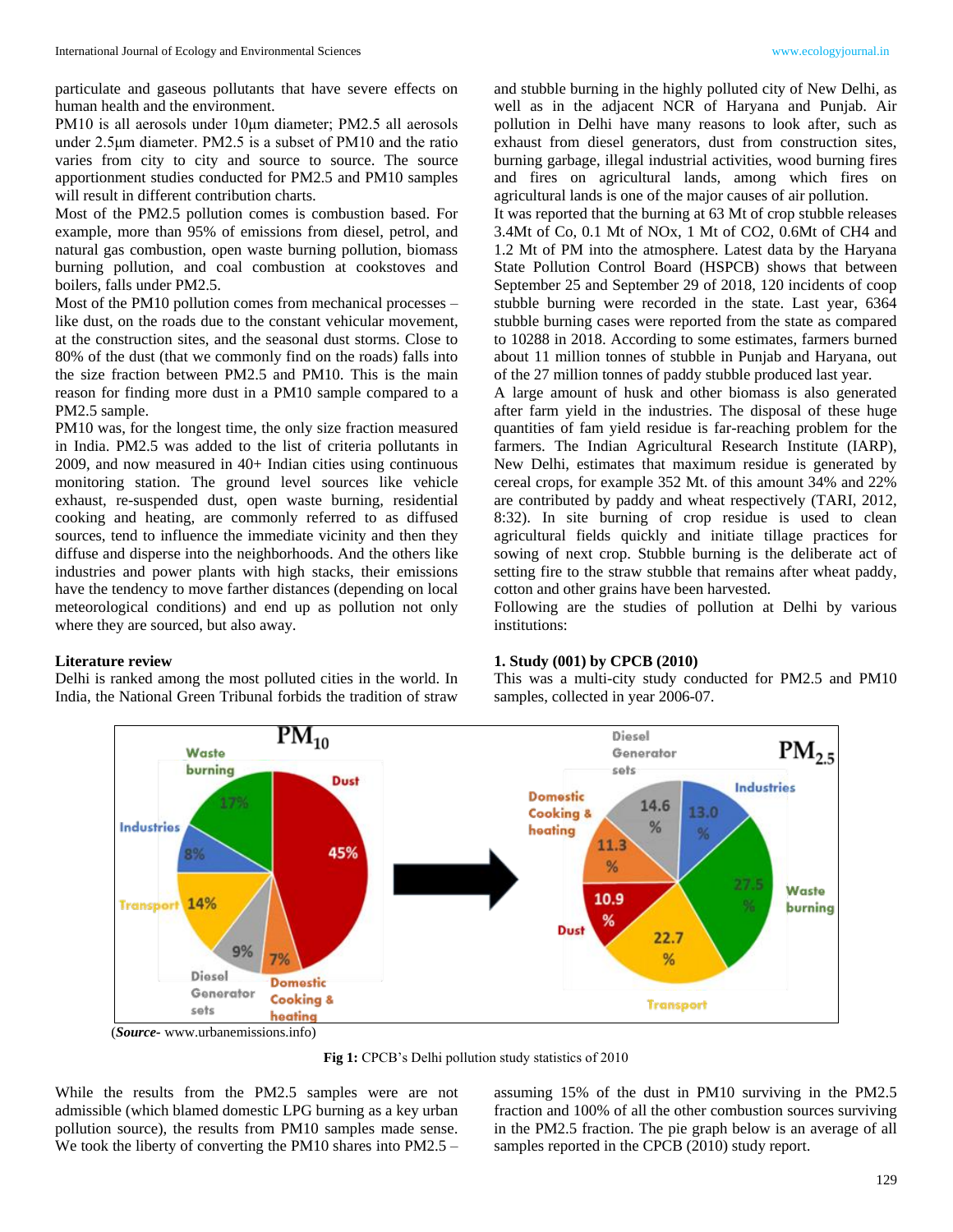particulate and gaseous pollutants that have severe effects on human health and the environment.

PM10 is all aerosols under 10μm diameter; PM2.5 all aerosols under 2.5μm diameter. PM2.5 is a subset of PM10 and the ratio varies from city to city and source to source. The source apportionment studies conducted for PM2.5 and PM10 samples will result in different contribution charts.

Most of the PM2.5 pollution comes is combustion based. For example, more than 95% of emissions from diesel, petrol, and natural gas combustion, open waste burning pollution, biomass burning pollution, and coal combustion at cookstoves and boilers, falls under PM2.5.

Most of the PM10 pollution comes from mechanical processes – like dust, on the roads due to the constant vehicular movement, at the construction sites, and the seasonal dust storms. Close to 80% of the dust (that we commonly find on the roads) falls into the size fraction between PM2.5 and PM10. This is the main reason for finding more dust in a PM10 sample compared to a PM2.5 sample.

PM10 was, for the longest time, the only size fraction measured in India. PM2.5 was added to the list of criteria pollutants in 2009, and now measured in 40+ Indian cities using continuous monitoring station. The ground level sources like vehicle exhaust, re-suspended dust, open waste burning, residential cooking and heating, are commonly referred to as diffused sources, tend to influence the immediate vicinity and then they diffuse and disperse into the neighborhoods. And the others like industries and power plants with high stacks, their emissions have the tendency to move farther distances (depending on local meteorological conditions) and end up as pollution not only where they are sourced, but also away.

## Literature review

Delhi is ranked among the most polluted cities in the world. In India, the National Green Tribunal forbids the tradition of straw and stubble burning in the highly polluted city of New Delhi, as well as in the adjacent NCR of Haryana and Punjab. Air pollution in Delhi have many reasons to look after, such as exhaust from diesel generators, dust from construction sites, burning garbage, illegal industrial activities, wood burning fires and fires on agricultural lands, among which fires on agricultural lands is one of the major causes of air pollution.

It was reported that the burning at 63 Mt of crop stubble releases 3.4Mt of Co, 0.1 Mt of NOx, 1 Mt of CO2, 0.6Mt of CH4 and 1.2 Mt of PM into the atmosphere. Latest data by the Haryana State Pollution Control Board (HSPCB) shows that between September 25 and September 29 of 2018, 120 incidents of coop stubble burning were recorded in the state. Last year, 6364 stubble burning cases were reported from the state as compared to 10288 in 2018. According to some estimates, farmers burned about 11 million tonnes of stubble in Punjab and Haryana, out of the 27 million tonnes of paddy stubble produced last year.

A large amount of husk and other biomass is also generated after farm yield in the industries. The disposal of these huge quantities of fam yield residue is far-reaching problem for the farmers. The Indian Agricultural Research Institute (IARP), New Delhi, estimates that maximum residue is generated by cereal crops, for example 352 Mt. of this amount 34% and 22% are contributed by paddy and wheat respectively (TARI, 2012, 8:32). In site burning of crop residue is used to clean agricultural fields quickly and initiate tillage practices for sowing of next crop. Stubble burning is the deliberate act of setting fire to the straw stubble that remains after wheat paddy, cotton and other grains have been harvested.

Following are the studies of pollution at Delhi by various institutions:

### 1. Study (001) by CPCB (2010)

This was a multi-city study conducted for PM2.5 and PM10 samples, collected in year 2006-07.

(***Source***- www.urbanemissions.info)

**Fig 1:** CPCB's Delhi pollution study statistics of 2010

While the results from the PM2.5 samples were are not admissible (which blamed domestic LPG burning as a key urban pollution source), the results from PM10 samples made sense. We took the liberty of converting the PM10 shares into PM2.5 – assuming 15% of the dust in PM10 surviving in the PM2.5 fraction and 100% of all the other combustion sources surviving in the PM2.5 fraction. The pie graph below is an average of all samples reported in the CPCB (2010) study report.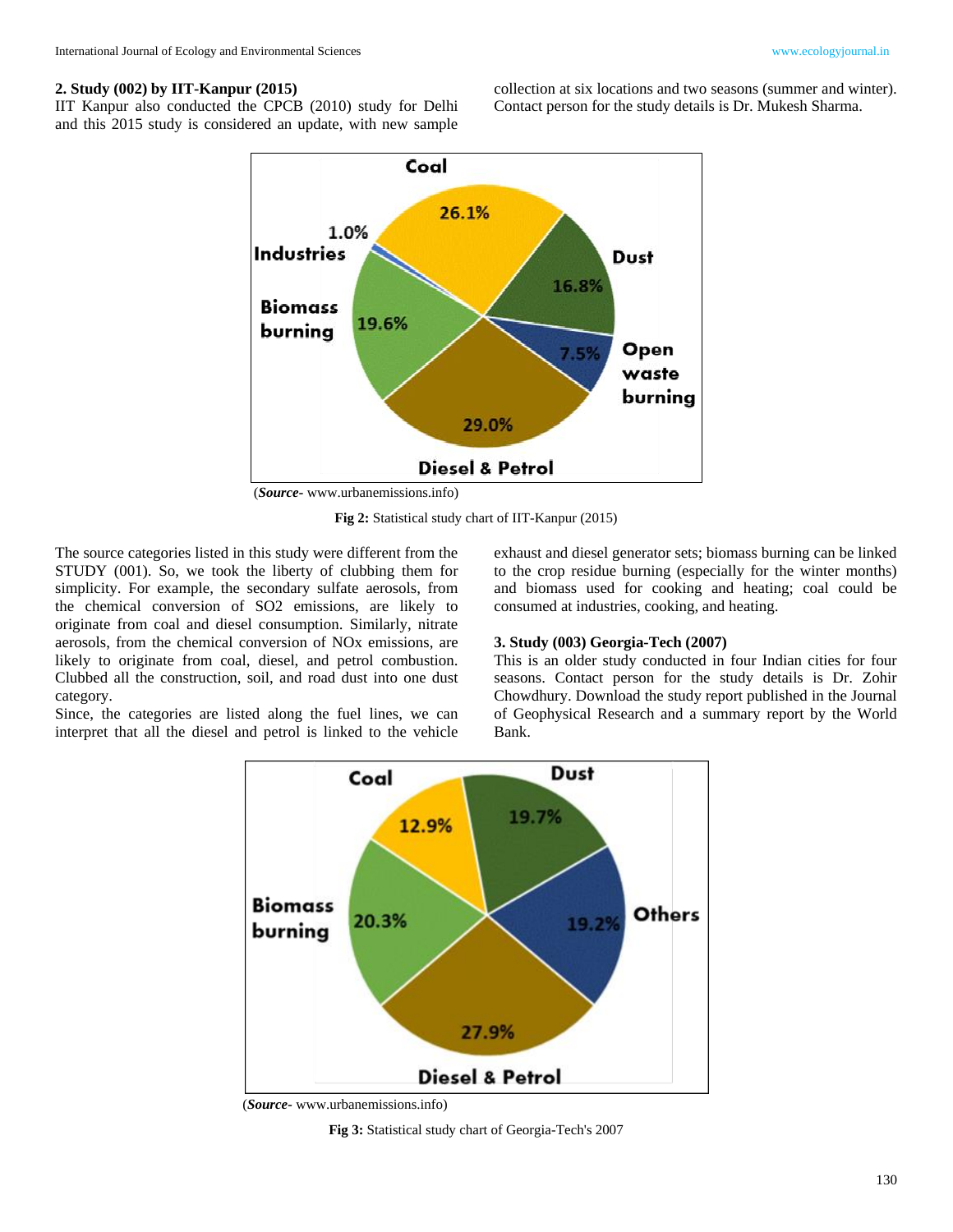## 2. Study (002) by IIT-Kanpur (2015)

IIT Kanpur also conducted the CPCB (2010) study for Delhi and this 2015 study is considered an update, with new sample collection at six locations and two seasons (summer and winter). Contact person for the study details is Dr. Mukesh Sharma.

(*Source*- www.urbanemissions.info)

**Fig 2:** Statistical study chart of IIT-Kanpur (2015)

The source categories listed in this study were different from the STUDY (001). So, we took the liberty of clubbing them for simplicity. For example, the secondary sulfate aerosols, from the chemical conversion of SO2 emissions, are likely to originate from coal and diesel consumption. Similarly, nitrate aerosols, from the chemical conversion of NOx emissions, are likely to originate from coal, diesel, and petrol combustion. Clubbed all the construction, soil, and road dust into one dust category.

Since, the categories are listed along the fuel lines, we can interpret that all the diesel and petrol is linked to the vehicle exhaust and diesel generator sets; biomass burning can be linked to the crop residue burning (especially for the winter months) and biomass used for cooking and heating; coal could be consumed at industries, cooking, and heating.

## 3. Study (003) Georgia-Tech (2007)

This is an older study conducted in four Indian cities for four seasons. Contact person for the study details is Dr. Zohir Chowdhury. Download the study report published in the Journal of Geophysical Research and a summary report by the World Bank.

(*Source*- www.urbanemissions.info)

**Fig 3:** Statistical study chart of Georgia-Tech's 2007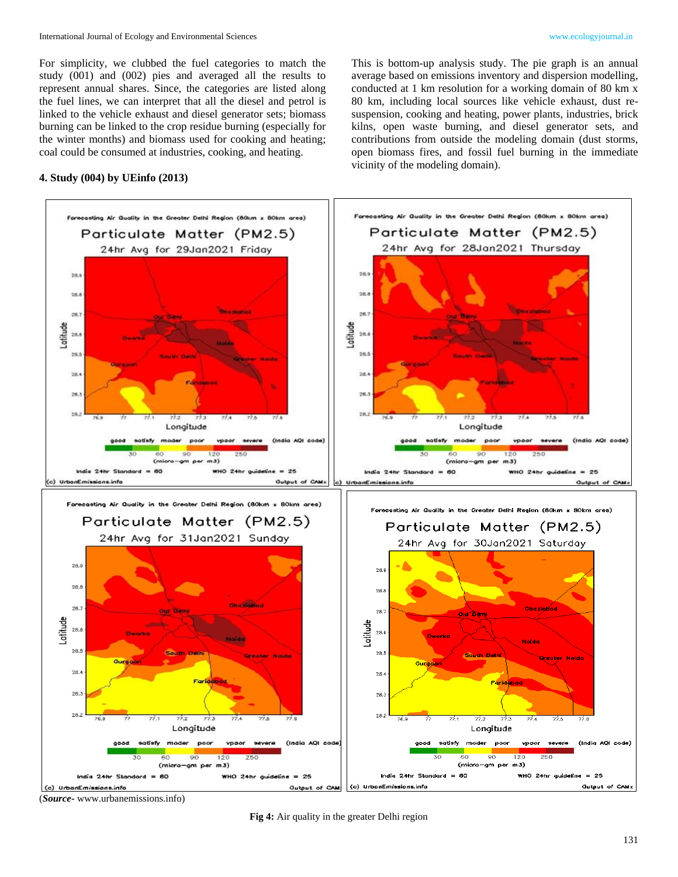For simplicity, we clubbed the fuel categories to match the study (001) and (002) pies and averaged all the results to represent annual shares. Since, the categories are listed along the fuel lines, we can interpret that all the diesel and petrol is linked to the vehicle exhaust and diesel generator sets; biomass burning can be linked to the crop residue burning (especially for the winter months) and biomass used for cooking and heating; coal could be consumed at industries, cooking, and heating.

### 4. Study (004) by UEinfo (2013)

This is bottom-up analysis study. The pie graph is an annual average based on emissions inventory and dispersion modelling, conducted at 1 km resolution for a working domain of 80 km x 80 km, including local sources like vehicle exhaust, dust re-suspension, cooking and heating, power plants, industries, brick kilns, open waste burning, and diesel generator sets, and contributions from outside the modeling domain (dust storms, open biomass fires, and fossil fuel burning in the immediate vicinity of the modeling domain).

(***Source***- www.urbanemissions.info)

**Fig 4:** Air quality in the greater Delhi region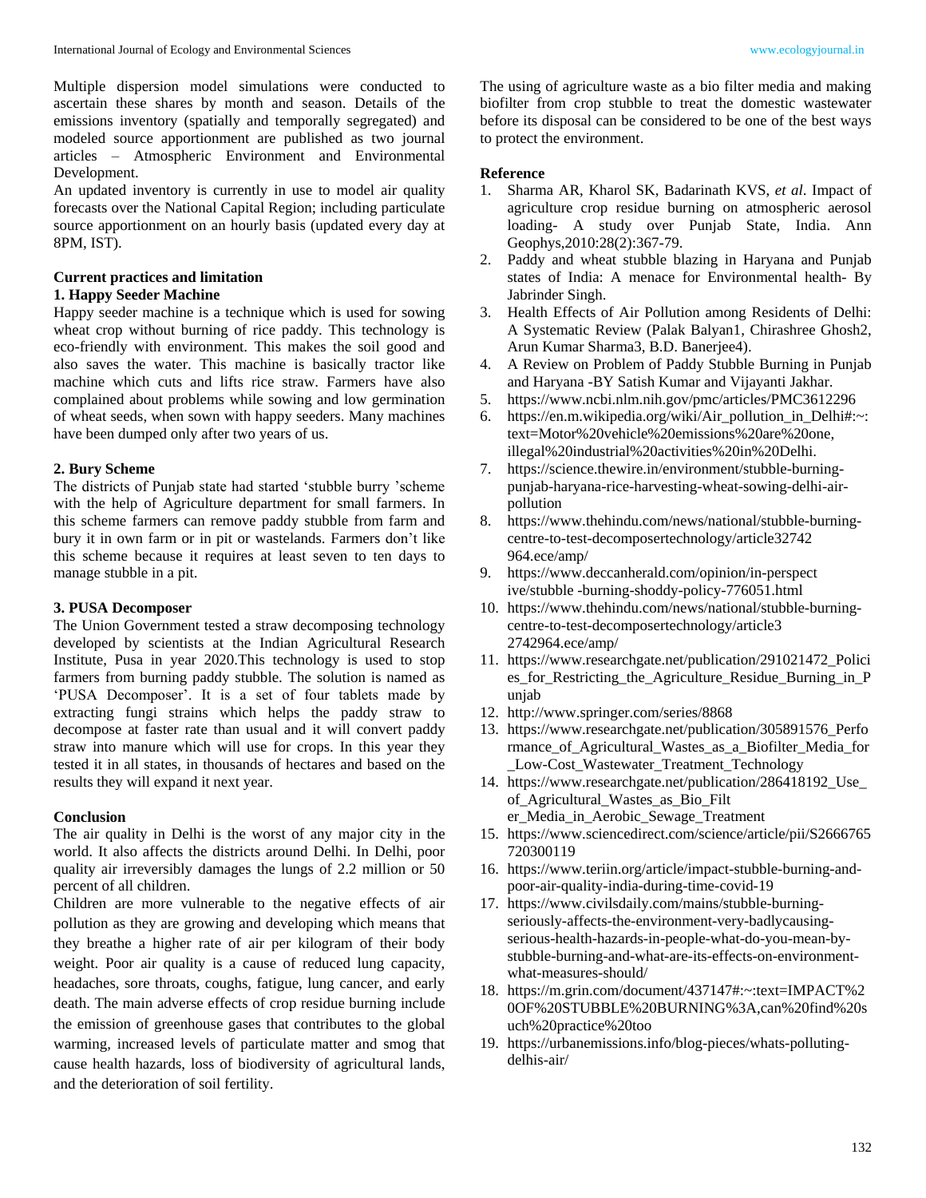Multiple dispersion model simulations were conducted to ascertain these shares by month and season. Details of the emissions inventory (spatially and temporally segregated) and modeled source apportionment are published as two journal articles – Atmospheric Environment and Environmental Development.

An updated inventory is currently in use to model air quality forecasts over the National Capital Region; including particulate source apportionment on an hourly basis (updated every day at 8PM, IST).

## Current practices and limitation

### 1. Happy Seeder Machine

Happy seeder machine is a technique which is used for sowing wheat crop without burning of rice paddy. This technology is eco-friendly with environment. This makes the soil good and also saves the water. This machine is basically tractor like machine which cuts and lifts rice straw. Farmers have also complained about problems while sowing and low germination of wheat seeds, when sown with happy seeders. Many machines have been dumped only after two years of us.

### 2. Bury Scheme

The districts of Punjab state had started 'stubble burry 'scheme with the help of Agriculture department for small farmers. In this scheme farmers can remove paddy stubble from farm and bury it in own farm or in pit or wastelands. Farmers don't like this scheme because it requires at least seven to ten days to manage stubble in a pit.

### 3. PUSA Decomposer

The Union Government tested a straw decomposing technology developed by scientists at the Indian Agricultural Research Institute, Pusa in year 2020.This technology is used to stop farmers from burning paddy stubble. The solution is named as 'PUSA Decomposer'. It is a set of four tablets made by extracting fungi strains which helps the paddy straw to decompose at faster rate than usual and it will convert paddy straw into manure which will use for crops. In this year they tested it in all states, in thousands of hectares and based on the results they will expand it next year.

## Conclusion

The air quality in Delhi is the worst of any major city in the world. It also affects the districts around Delhi. In Delhi, poor quality air irreversibly damages the lungs of 2.2 million or 50 percent of all children.

Children are more vulnerable to the negative effects of air pollution as they are growing and developing which means that they breathe a higher rate of air per kilogram of their body weight. Poor air quality is a cause of reduced lung capacity, headaches, sore throats, coughs, fatigue, lung cancer, and early death. The main adverse effects of crop residue burning include the emission of greenhouse gases that contributes to the global warming, increased levels of particulate matter and smog that cause health hazards, loss of biodiversity of agricultural lands, and the deterioration of soil fertility.

The using of agriculture waste as a bio filter media and making biofilter from crop stubble to treat the domestic wastewater before its disposal can be considered to be one of the best ways to protect the environment.

## Reference

1. Sharma AR, Kharol SK, Badarinath KVS, *et al*. Impact of agriculture crop residue burning on atmospheric aerosol loading- A study over Punjab State, India. Ann Geophys,2010:28(2):367-79.
2. Paddy and wheat stubble blazing in Haryana and Punjab states of India: A menace for Environmental health- By Jabrinder Singh.
3. Health Effects of Air Pollution among Residents of Delhi: A Systematic Review (Palak Balyan1, Chirashree Ghosh2, Arun Kumar Sharma3, B.D. Banerjee4).
4. A Review on Problem of Paddy Stubble Burning in Punjab and Haryana -BY Satish Kumar and Vijayanti Jakhar.
5. https://www.ncbi.nlm.nih.gov/pmc/articles/PMC3612296
6. https://en.m.wikipedia.org/wiki/Air_pollution_in_Delhi#:~:text=Motor%20vehicle%20emissions%20are%20one, illegal%20industrial%20activities%20in%20Delhi.
7. https://science.thewire.in/environment/stubble-burning-punjab-haryana-rice-harvesting-wheat-sowing-delhi-air-pollution
8. https://www.thehindu.com/news/national/stubble-burning-centre-to-test-decomposertechnology/article32742964.ece/amp/
9. https://www.deccanherald.com/opinion/in-perspective/stubble -burning-shoddy-policy-776051.html
10. https://www.thehindu.com/news/national/stubble-burning-centre-to-test-decomposertechnology/article32742964.ece/amp/
11. https://www.researchgate.net/publication/291021472_Policies_for_Restricting_the_Agriculture_Residue_Burning_in_Punjab
12. http://www.springer.com/series/8868
13. https://www.researchgate.net/publication/305891576_Performance_of_Agricultural_Wastes_as_a_Biofilter_Media_for_Low-Cost_Wastewater_Treatment_Technology
14. https://www.researchgate.net/publication/286418192_Use_of_Agricultural_Wastes_as_Bio_Filter_Media_in_Aerobic_Sewage_Treatment
15. https://www.sciencedirect.com/science/article/pii/S2666765720300119
16. https://www.teriin.org/article/impact-stubble-burning-and-poor-air-quality-india-during-time-covid-19
17. https://www.civilsdaily.com/mains/stubble-burning-seriously-affects-the-environment-very-badlycausing-serious-health-hazards-in-people-what-do-you-mean-by-stubble-burning-and-what-are-its-effects-on-environment-what-measures-should/
18. https://m.grin.com/document/437147#:~:text=IMPACT%20OF%20STUBBLE%20BURNING%3A,can%20find%20such%20practice%20too
19. https://urbanemissions.info/blog-pieces/whats-polluting-delhis-air/